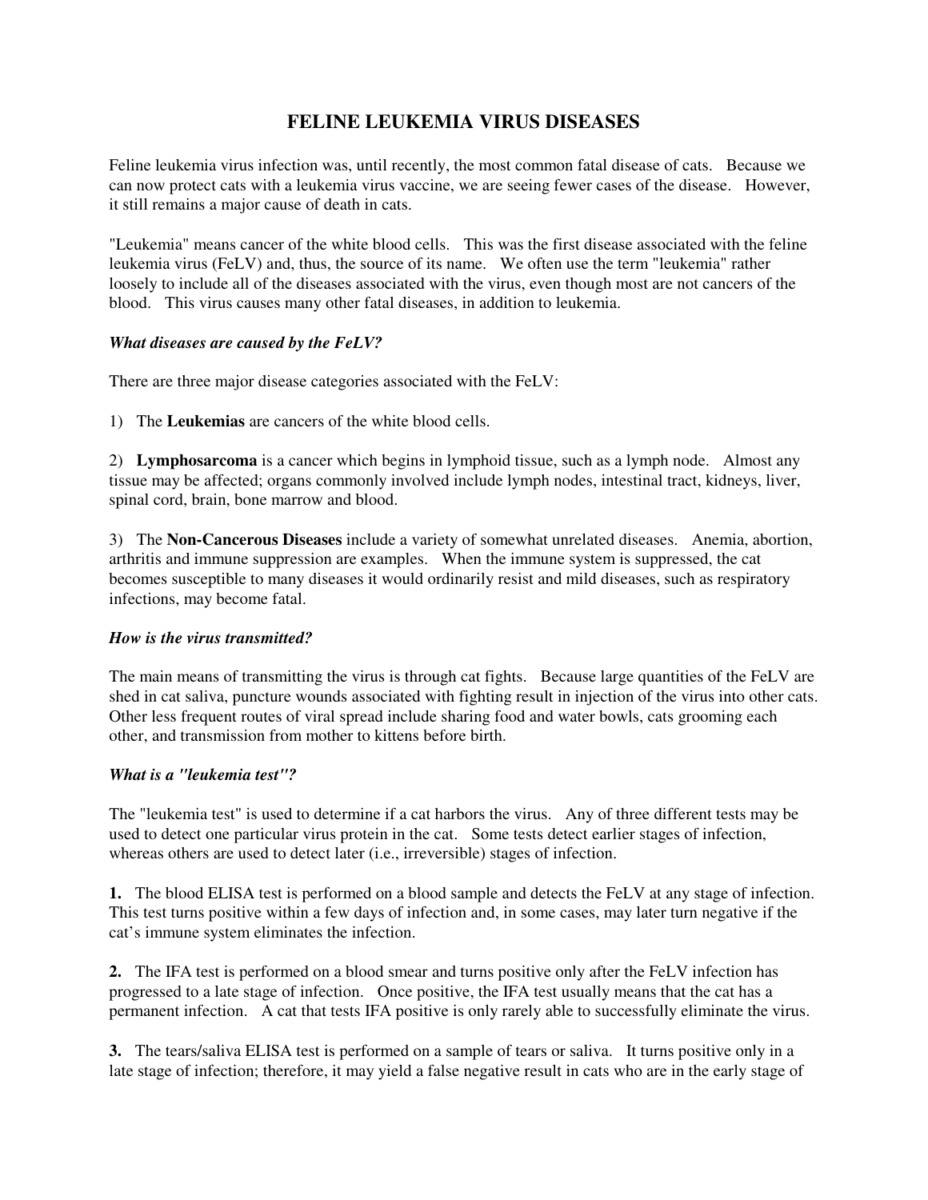# FELINE LEUKEMIA VIRUS DISEASES

Feline leukemia virus infection was, until recently, the most common fatal disease of cats. Because we can now protect cats with a leukemia virus vaccine, we are seeing fewer cases of the disease. However, it still remains a major cause of death in cats.

"Leukemia" means cancer of the white blood cells. This was the first disease associated with the feline leukemia virus (FeLV) and, thus, the source of its name. We often use the term "leukemia" rather loosely to include all of the diseases associated with the virus, even though most are not cancers of the blood. This virus causes many other fatal diseases, in addition to leukemia.

***What diseases are caused by the FeLV?***

There are three major disease categories associated with the FeLV:

1) The **Leukemias** are cancers of the white blood cells.

2) **Lymphosarcoma** is a cancer which begins in lymphoid tissue, such as a lymph node. Almost any tissue may be affected; organs commonly involved include lymph nodes, intestinal tract, kidneys, liver, spinal cord, brain, bone marrow and blood.

3) The **Non-Cancerous Diseases** include a variety of somewhat unrelated diseases. Anemia, abortion, arthritis and immune suppression are examples. When the immune system is suppressed, the cat becomes susceptible to many diseases it would ordinarily resist and mild diseases, such as respiratory infections, may become fatal.

***How is the virus transmitted?***

The main means of transmitting the virus is through cat fights. Because large quantities of the FeLV are shed in cat saliva, puncture wounds associated with fighting result in injection of the virus into other cats. Other less frequent routes of viral spread include sharing food and water bowls, cats grooming each other, and transmission from mother to kittens before birth.

***What is a "leukemia test"?***

The "leukemia test" is used to determine if a cat harbors the virus. Any of three different tests may be used to detect one particular virus protein in the cat. Some tests detect earlier stages of infection, whereas others are used to detect later (i.e., irreversible) stages of infection.

**1.** The blood ELISA test is performed on a blood sample and detects the FeLV at any stage of infection. This test turns positive within a few days of infection and, in some cases, may later turn negative if the cat's immune system eliminates the infection.

**2.** The IFA test is performed on a blood smear and turns positive only after the FeLV infection has progressed to a late stage of infection. Once positive, the IFA test usually means that the cat has a permanent infection. A cat that tests IFA positive is only rarely able to successfully eliminate the virus.

**3.** The tears/saliva ELISA test is performed on a sample of tears or saliva. It turns positive only in a late stage of infection; therefore, it may yield a false negative result in cats who are in the early stage of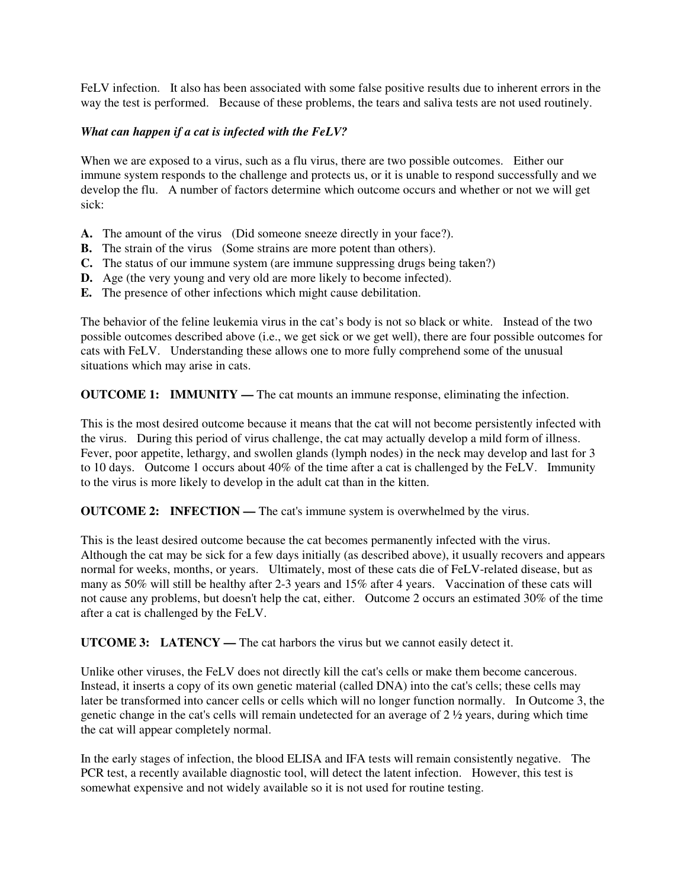FeLV infection. It also has been associated with some false positive results due to inherent errors in the way the test is performed. Because of these problems, the tears and saliva tests are not used routinely.

***What can happen if a cat is infected with the FeLV?***

When we are exposed to a virus, such as a flu virus, there are two possible outcomes. Either our immune system responds to the challenge and protects us, or it is unable to respond successfully and we develop the flu. A number of factors determine which outcome occurs and whether or not we will get sick:

**A.** The amount of the virus (Did someone sneeze directly in your face?).
**B.** The strain of the virus (Some strains are more potent than others).
**C.** The status of our immune system (are immune suppressing drugs being taken?)
**D.** Age (the very young and very old are more likely to become infected).
**E.** The presence of other infections which might cause debilitation.

The behavior of the feline leukemia virus in the cat's body is not so black or white. Instead of the two possible outcomes described above (i.e., we get sick or we get well), there are four possible outcomes for cats with FeLV. Understanding these allows one to more fully comprehend some of the unusual situations which may arise in cats.

**OUTCOME 1: IMMUNITY —** The cat mounts an immune response, eliminating the infection.

This is the most desired outcome because it means that the cat will not become persistently infected with the virus. During this period of virus challenge, the cat may actually develop a mild form of illness. Fever, poor appetite, lethargy, and swollen glands (lymph nodes) in the neck may develop and last for 3 to 10 days. Outcome 1 occurs about 40% of the time after a cat is challenged by the FeLV. Immunity to the virus is more likely to develop in the adult cat than in the kitten.

**OUTCOME 2: INFECTION —** The cat's immune system is overwhelmed by the virus.

This is the least desired outcome because the cat becomes permanently infected with the virus. Although the cat may be sick for a few days initially (as described above), it usually recovers and appears normal for weeks, months, or years. Ultimately, most of these cats die of FeLV-related disease, but as many as 50% will still be healthy after 2-3 years and 15% after 4 years. Vaccination of these cats will not cause any problems, but doesn't help the cat, either. Outcome 2 occurs an estimated 30% of the time after a cat is challenged by the FeLV.

**UTCOME 3: LATENCY —** The cat harbors the virus but we cannot easily detect it.

Unlike other viruses, the FeLV does not directly kill the cat's cells or make them become cancerous. Instead, it inserts a copy of its own genetic material (called DNA) into the cat's cells; these cells may later be transformed into cancer cells or cells which will no longer function normally. In Outcome 3, the genetic change in the cat's cells will remain undetected for an average of 2 ½ years, during which time the cat will appear completely normal.

In the early stages of infection, the blood ELISA and IFA tests will remain consistently negative. The PCR test, a recently available diagnostic tool, will detect the latent infection. However, this test is somewhat expensive and not widely available so it is not used for routine testing.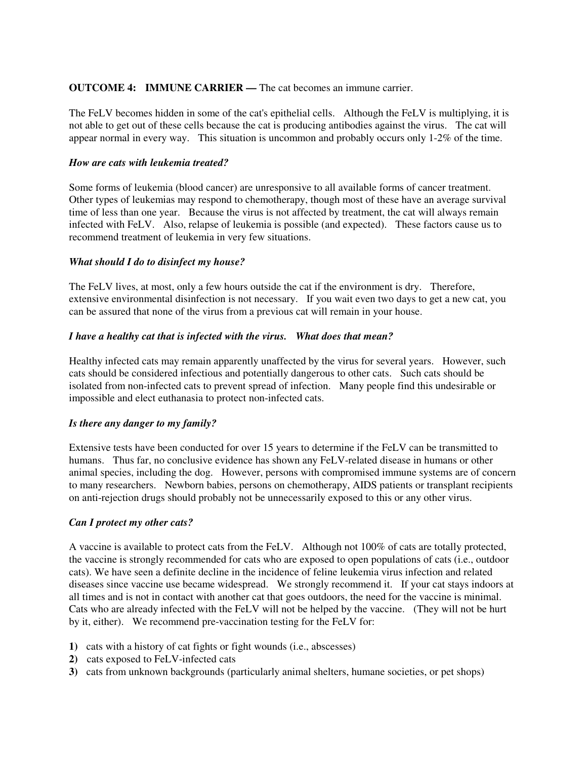**OUTCOME 4: IMMUNE CARRIER —** The cat becomes an immune carrier.

The FeLV becomes hidden in some of the cat's epithelial cells. Although the FeLV is multiplying, it is not able to get out of these cells because the cat is producing antibodies against the virus. The cat will appear normal in every way. This situation is uncommon and probably occurs only 1-2% of the time.

***How are cats with leukemia treated?***

Some forms of leukemia (blood cancer) are unresponsive to all available forms of cancer treatment. Other types of leukemias may respond to chemotherapy, though most of these have an average survival time of less than one year. Because the virus is not affected by treatment, the cat will always remain infected with FeLV. Also, relapse of leukemia is possible (and expected). These factors cause us to recommend treatment of leukemia in very few situations.

***What should I do to disinfect my house?***

The FeLV lives, at most, only a few hours outside the cat if the environment is dry. Therefore, extensive environmental disinfection is not necessary. If you wait even two days to get a new cat, you can be assured that none of the virus from a previous cat will remain in your house.

***I have a healthy cat that is infected with the virus. What does that mean?***

Healthy infected cats may remain apparently unaffected by the virus for several years. However, such cats should be considered infectious and potentially dangerous to other cats. Such cats should be isolated from non-infected cats to prevent spread of infection. Many people find this undesirable or impossible and elect euthanasia to protect non-infected cats.

***Is there any danger to my family?***

Extensive tests have been conducted for over 15 years to determine if the FeLV can be transmitted to humans. Thus far, no conclusive evidence has shown any FeLV-related disease in humans or other animal species, including the dog. However, persons with compromised immune systems are of concern to many researchers. Newborn babies, persons on chemotherapy, AIDS patients or transplant recipients on anti-rejection drugs should probably not be unnecessarily exposed to this or any other virus.

***Can I protect my other cats?***

A vaccine is available to protect cats from the FeLV. Although not 100% of cats are totally protected, the vaccine is strongly recommended for cats who are exposed to open populations of cats (i.e., outdoor cats). We have seen a definite decline in the incidence of feline leukemia virus infection and related diseases since vaccine use became widespread. We strongly recommend it. If your cat stays indoors at all times and is not in contact with another cat that goes outdoors, the need for the vaccine is minimal. Cats who are already infected with the FeLV will not be helped by the vaccine. (They will not be hurt by it, either). We recommend pre-vaccination testing for the FeLV for:

**1)** cats with a history of cat fights or fight wounds (i.e., abscesses)
**2)** cats exposed to FeLV-infected cats
**3)** cats from unknown backgrounds (particularly animal shelters, humane societies, or pet shops)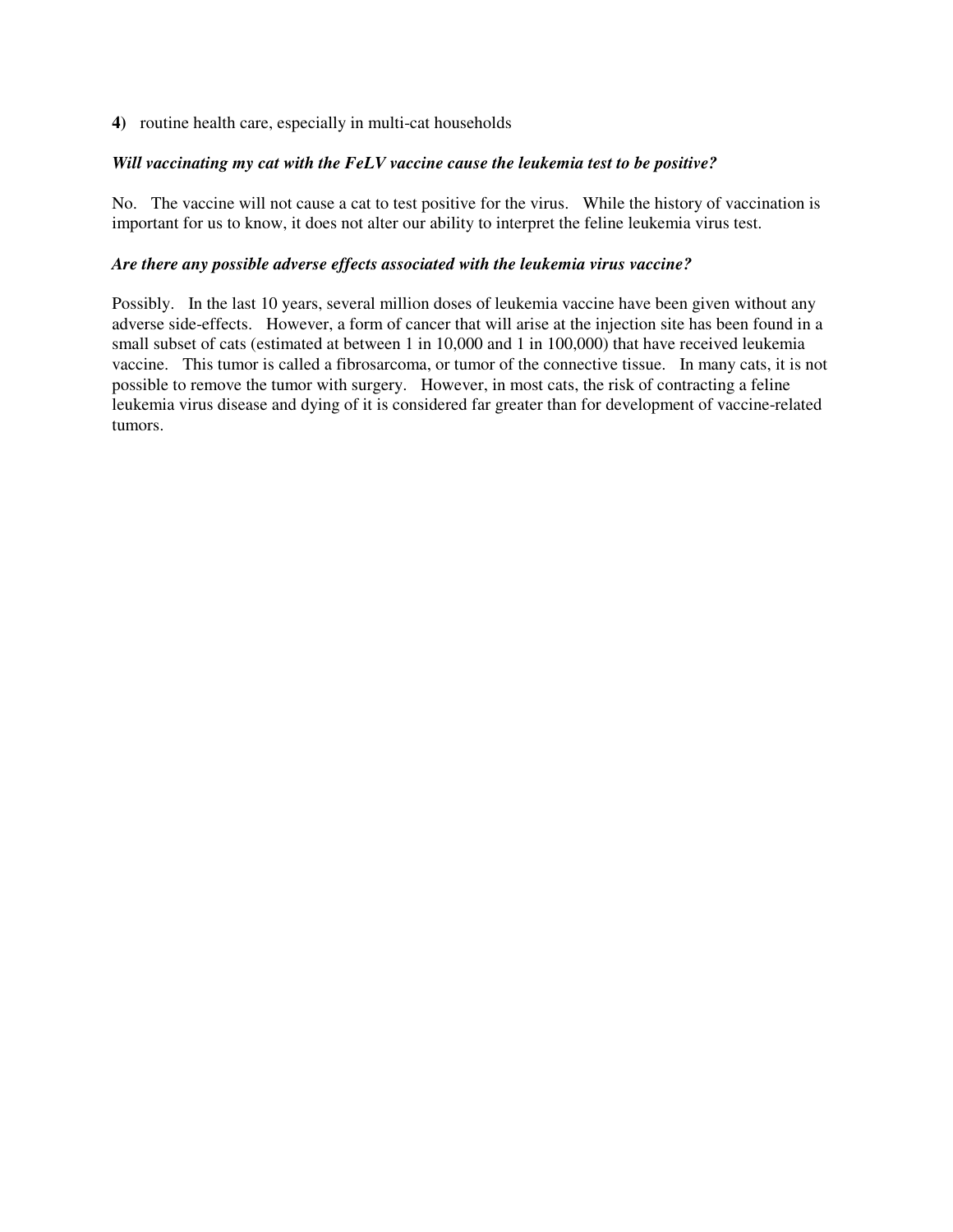**4)** routine health care, especially in multi-cat households

***Will vaccinating my cat with the FeLV vaccine cause the leukemia test to be positive?***

No. The vaccine will not cause a cat to test positive for the virus. While the history of vaccination is important for us to know, it does not alter our ability to interpret the feline leukemia virus test.

***Are there any possible adverse effects associated with the leukemia virus vaccine?***

Possibly. In the last 10 years, several million doses of leukemia vaccine have been given without any adverse side-effects. However, a form of cancer that will arise at the injection site has been found in a small subset of cats (estimated at between 1 in 10,000 and 1 in 100,000) that have received leukemia vaccine. This tumor is called a fibrosarcoma, or tumor of the connective tissue. In many cats, it is not possible to remove the tumor with surgery. However, in most cats, the risk of contracting a feline leukemia virus disease and dying of it is considered far greater than for development of vaccine-related tumors.